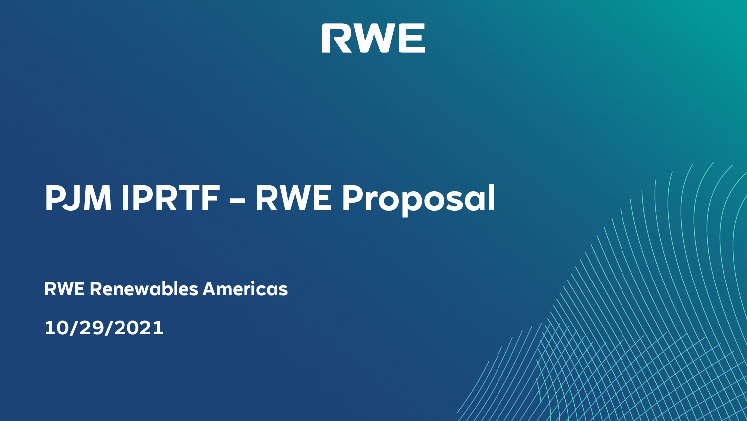RWE

# PJM IPRTF – RWE Proposal

**RWE Renewables Americas**

**10/29/2021**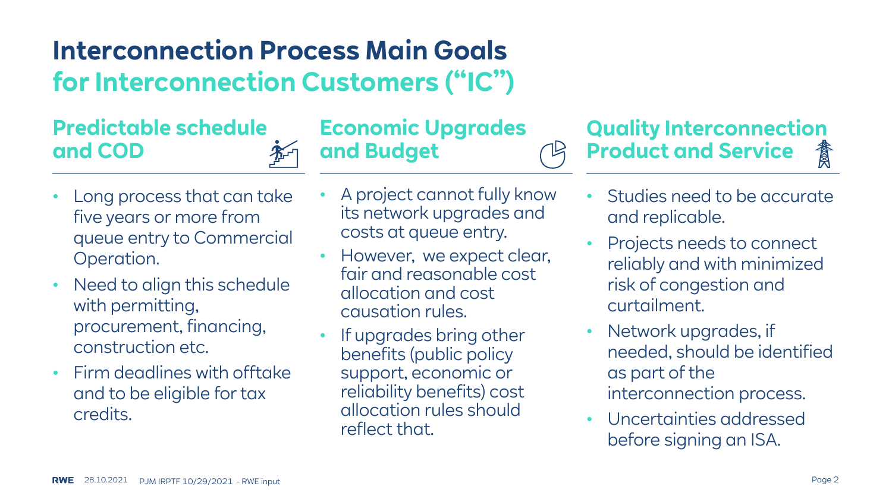# Interconnection Process Main Goals for Interconnection Customers (“IC”)

## Predictable schedule and COD

- Long process that can take five years or more from queue entry to Commercial Operation.
- Need to align this schedule with permitting, procurement, financing, construction etc.
- Firm deadlines with offtake and to be eligible for tax credits.

## Economic Upgrades and Budget

- A project cannot fully know its network upgrades and costs at queue entry.
- However, we expect clear, fair and reasonable cost allocation and cost causation rules.
- If upgrades bring other benefits (public policy support, economic or reliability benefits) cost allocation rules should reflect that.

## Quality Interconnection Product and Service

- Studies need to be accurate and replicable.
- Projects needs to connect reliably and with minimized risk of congestion and curtailment.
- Network upgrades, if needed, should be identified as part of the interconnection process.
- Uncertainties addressed before signing an ISA.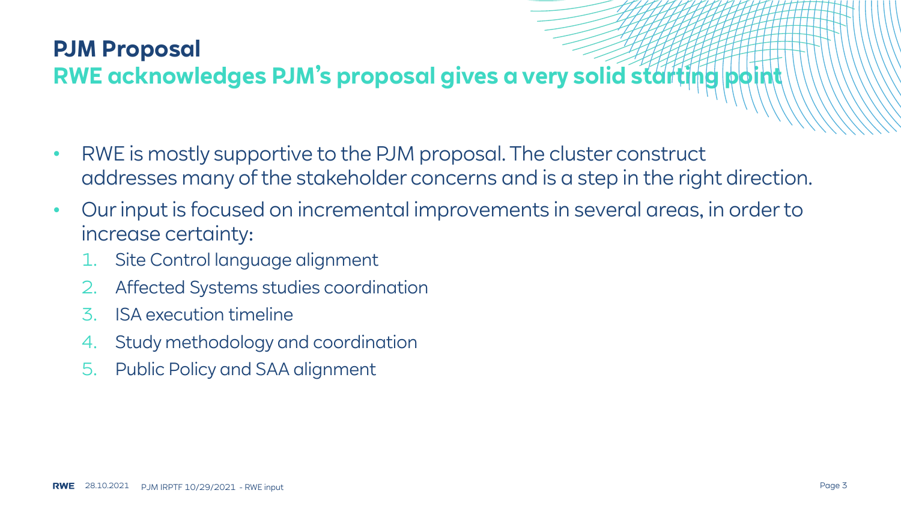# PJM Proposal

## RWE acknowledges PJM's proposal gives a very solid starting point

- RWE is mostly supportive to the PJM proposal. The cluster construct addresses many of the stakeholder concerns and is a step in the right direction.
- Our input is focused on incremental improvements in several areas, in order to increase certainty:
  1. Site Control language alignment
  2. Affected Systems studies coordination
  3. ISA execution timeline
  4. Study methodology and coordination
  5. Public Policy and SAA alignment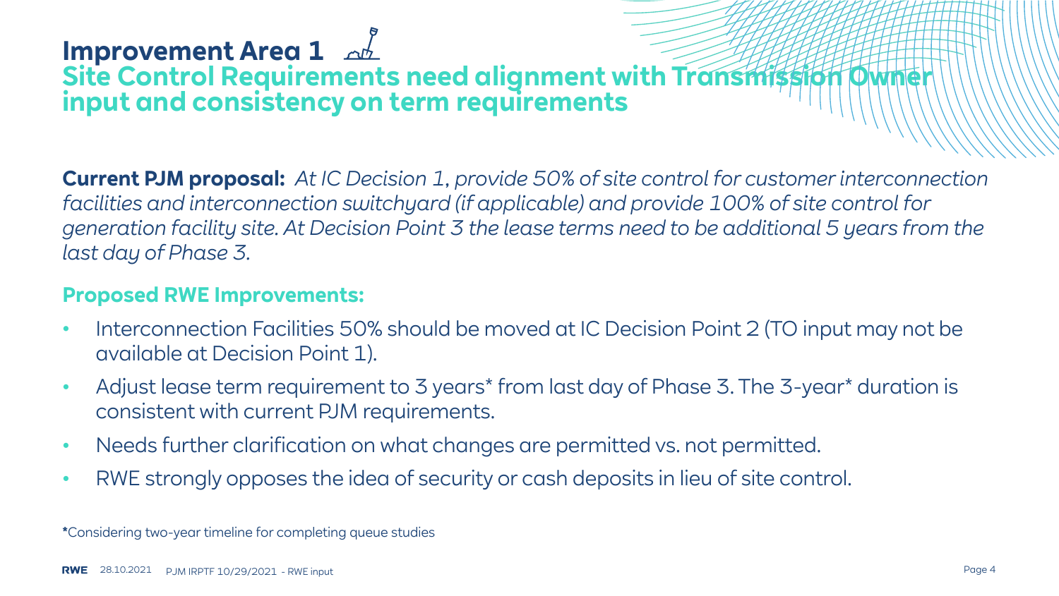# Improvement Area 1

## Site Control Requirements need alignment with Transmission Owner input and consistency on term requirements

**Current PJM proposal:** *At IC Decision 1, provide 50% of site control for customer interconnection facilities and interconnection switchyard (if applicable) and provide 100% of site control for generation facility site. At Decision Point 3 the lease terms need to be additional 5 years from the last day of Phase 3.*

### Proposed RWE Improvements:

- Interconnection Facilities 50% should be moved at IC Decision Point 2 (TO input may not be available at Decision Point 1).
- Adjust lease term requirement to 3 years* from last day of Phase 3. The 3-year* duration is consistent with current PJM requirements.
- Needs further clarification on what changes are permitted vs. not permitted.
- RWE strongly opposes the idea of security or cash deposits in lieu of site control.

*Considering two-year timeline for completing queue studies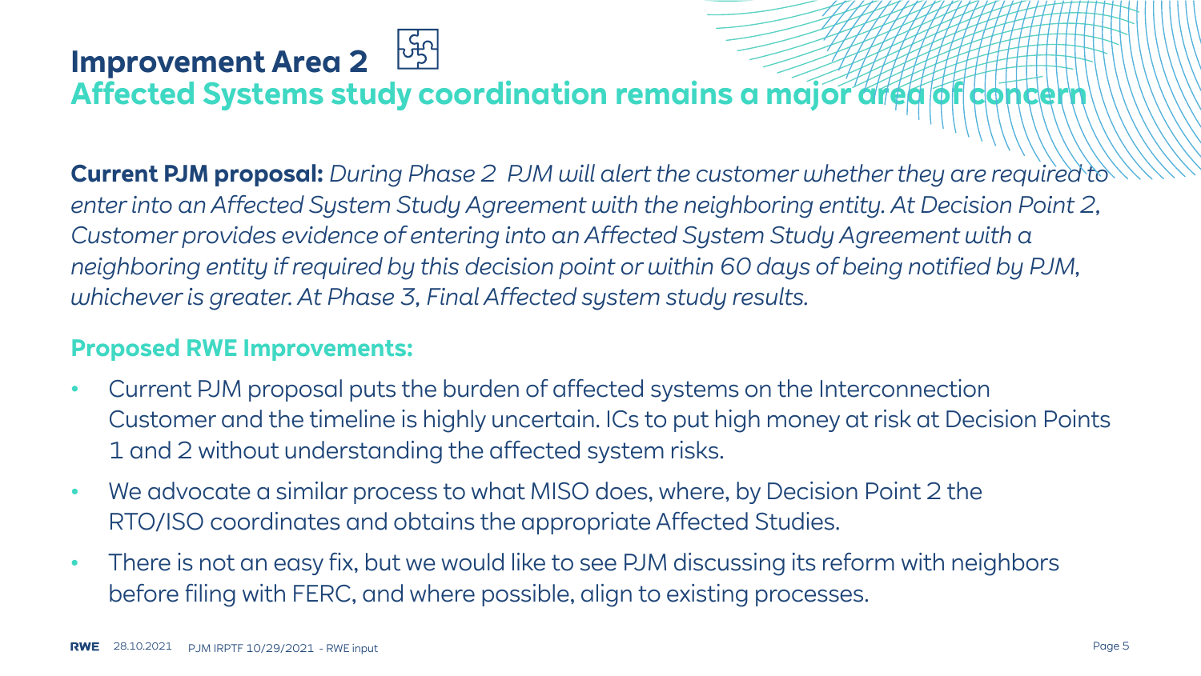# Improvement Area 2

## Affected Systems study coordination remains a major area of concern

**Current PJM proposal:** *During Phase 2 PJM will alert the customer whether they are required to enter into an Affected System Study Agreement with the neighboring entity. At Decision Point 2, Customer provides evidence of entering into an Affected System Study Agreement with a neighboring entity if required by this decision point or within 60 days of being notified by PJM, whichever is greater. At Phase 3, Final Affected system study results.*

### Proposed RWE Improvements:

- Current PJM proposal puts the burden of affected systems on the Interconnection Customer and the timeline is highly uncertain. ICs to put high money at risk at Decision Points 1 and 2 without understanding the affected system risks.
- We advocate a similar process to what MISO does, where, by Decision Point 2 the RTO/ISO coordinates and obtains the appropriate Affected Studies.
- There is not an easy fix, but we would like to see PJM discussing its reform with neighbors before filing with FERC, and where possible, align to existing processes.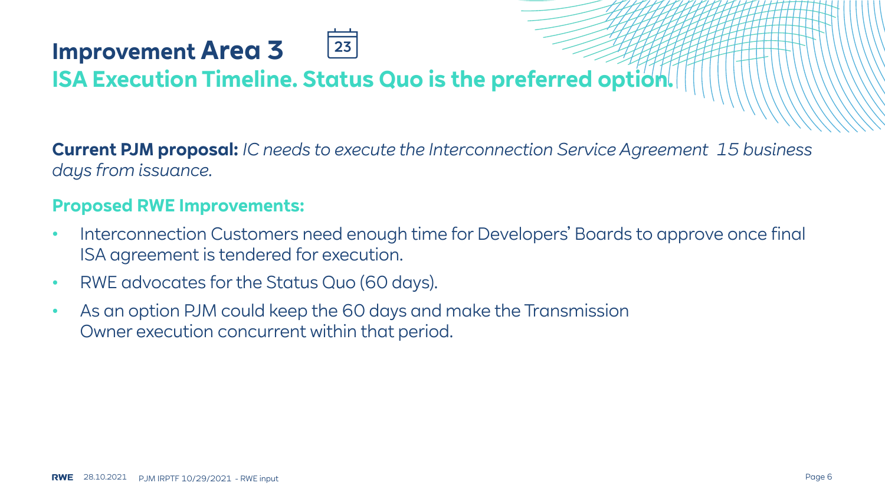# Improvement Area 3

## ISA Execution Timeline. Status Quo is the preferred option.

**Current PJM proposal:** *IC needs to execute the Interconnection Service Agreement 15 business days from issuance.*

### Proposed RWE Improvements:

- Interconnection Customers need enough time for Developers' Boards to approve once final ISA agreement is tendered for execution.
- RWE advocates for the Status Quo (60 days).
- As an option PJM could keep the 60 days and make the Transmission Owner execution concurrent within that period.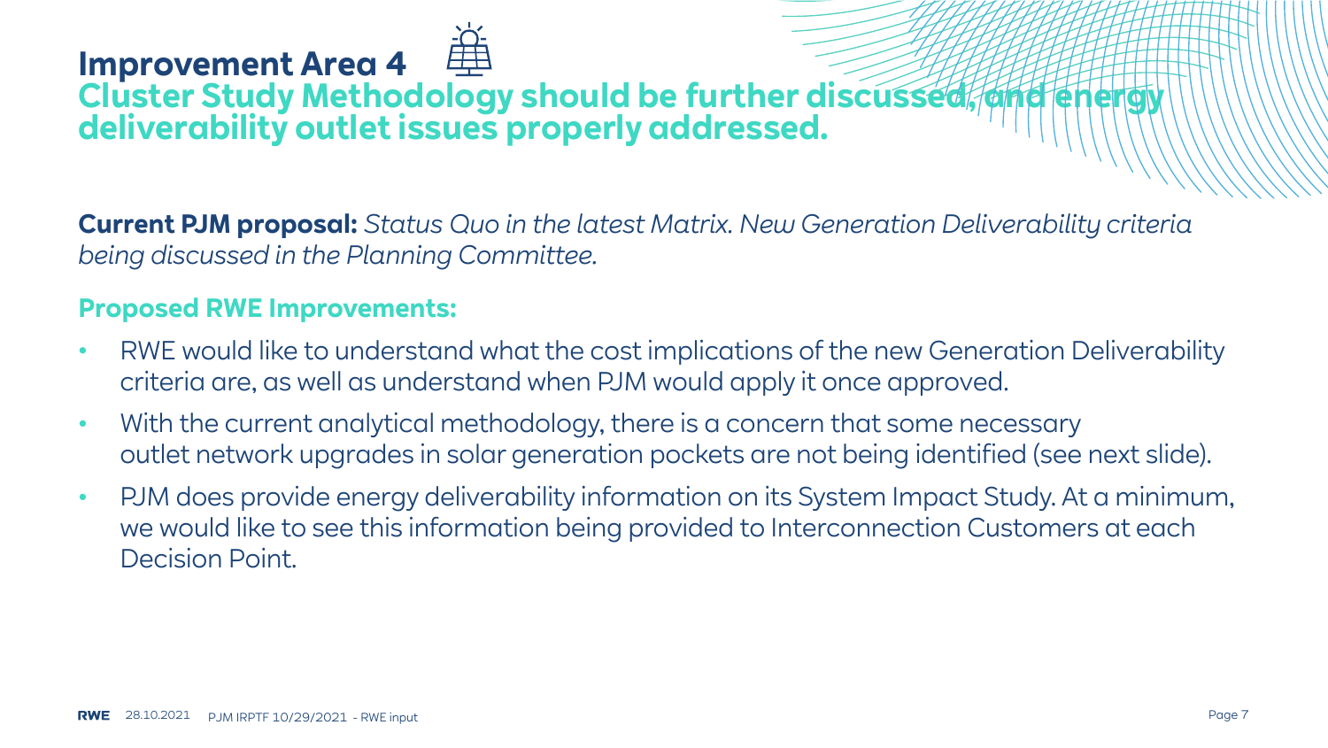# Improvement Area 4

## Cluster Study Methodology should be further discussed, and energy deliverability outlet issues properly addressed.

**Current PJM proposal:** *Status Quo in the latest Matrix. New Generation Deliverability criteria being discussed in the Planning Committee.*

### Proposed RWE Improvements:

- RWE would like to understand what the cost implications of the new Generation Deliverability criteria are, as well as understand when PJM would apply it once approved.
- With the current analytical methodology, there is a concern that some necessary outlet network upgrades in solar generation pockets are not being identified (see next slide).
- PJM does provide energy deliverability information on its System Impact Study. At a minimum, we would like to see this information being provided to Interconnection Customers at each Decision Point.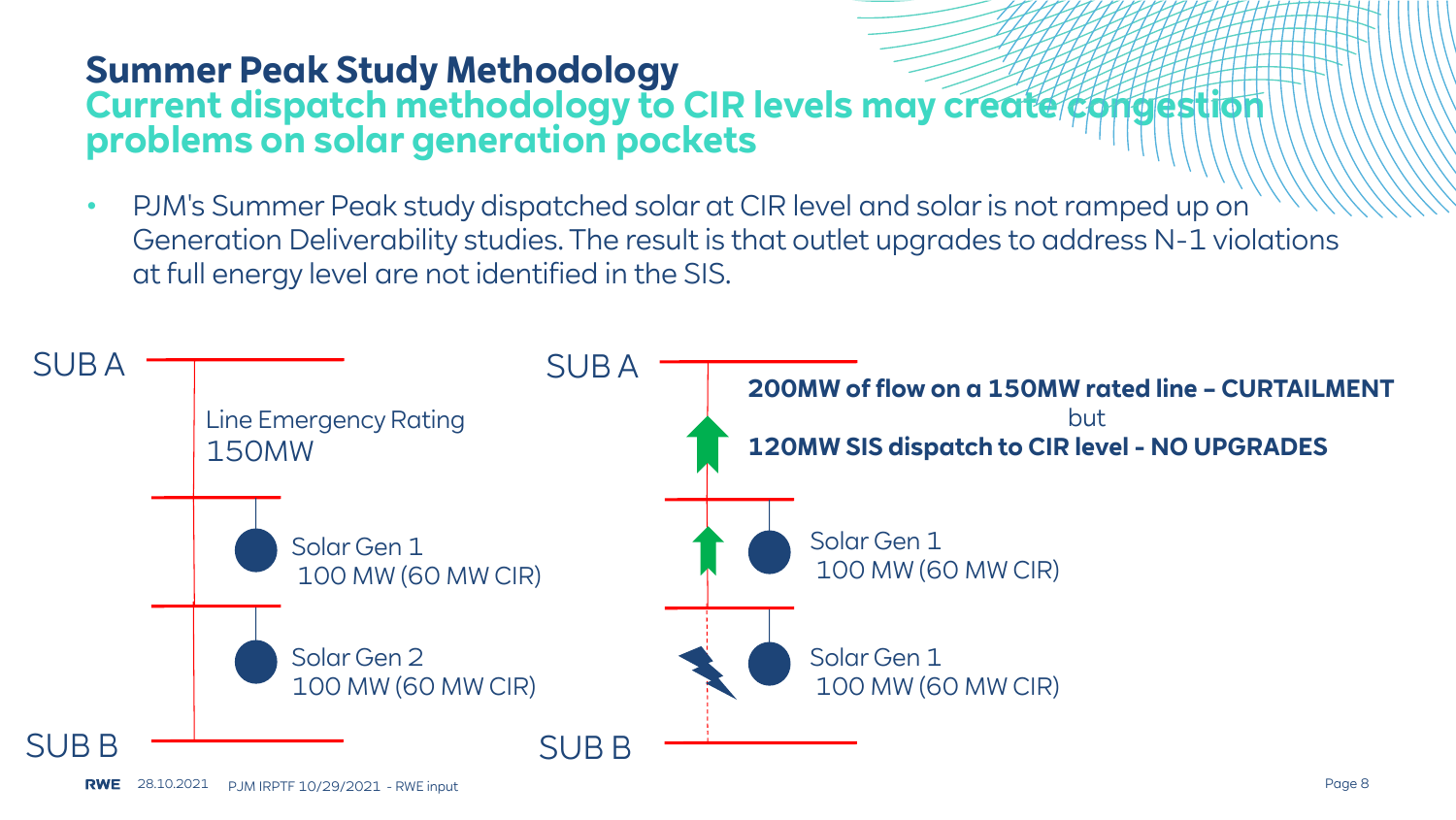# Summary Peak Study Methodology

## Current dispatch methodology to CIR levels may create congestion problems on solar generation pockets

- PJM's Summer Peak study dispatched solar at CIR level and solar is not ramped up on Generation Deliverability studies. The result is that outlet upgrades to address N-1 violations at full energy level are not identified in the SIS.

SUB A

Line Emergency Rating
150MW

Solar Gen 1
100 MW (60 MW CIR)

Solar Gen 2
100 MW (60 MW CIR)

SUB B

SUB A

**200MW of flow on a 150MW rated line – CURTAILMENT**
but
**120MW SIS dispatch to CIR level - NO UPGRADES**

Solar Gen 1
100 MW (60 MW CIR)

Solar Gen 1
100 MW (60 MW CIR)

SUB B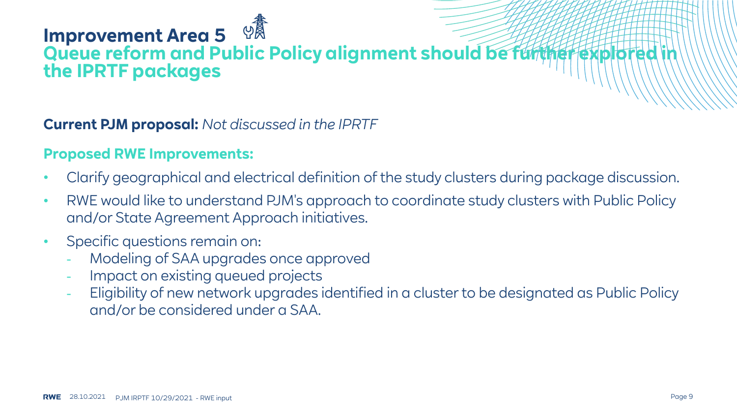# Improvement Area 5

## Queue reform and Public Policy alignment should be further explored in the IPRTF packages

**Current PJM proposal:** *Not discussed in the IPRTF*

**Proposed RWE Improvements:**

- Clarify geographical and electrical definition of the study clusters during package discussion.
- RWE would like to understand PJM's approach to coordinate study clusters with Public Policy and/or State Agreement Approach initiatives.
- Specific questions remain on:
  - Modeling of SAA upgrades once approved
  - Impact on existing queued projects
  - Eligibility of new network upgrades identified in a cluster to be designated as Public Policy and/or be considered under a SAA.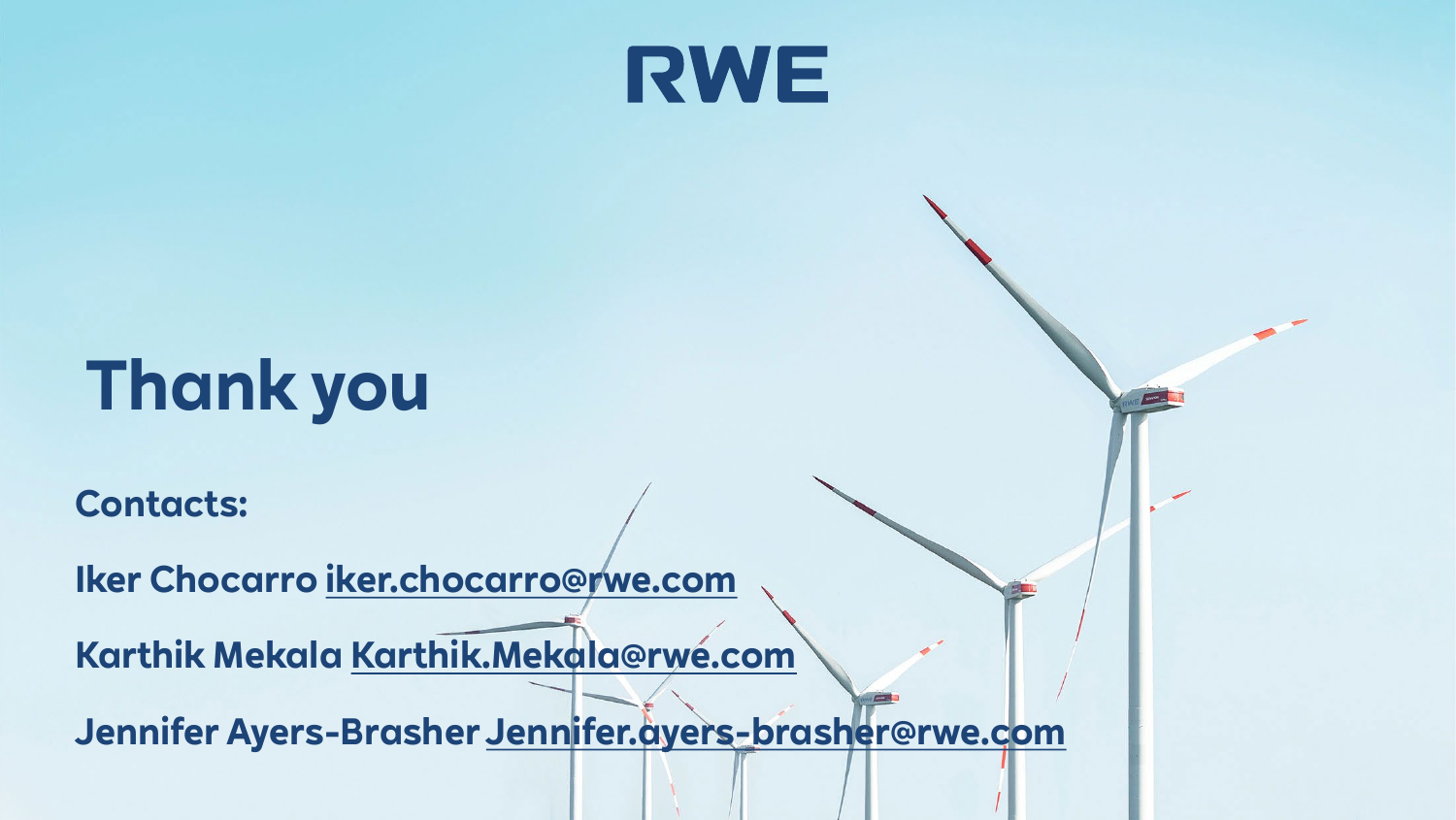RWE

# Thank you

**Contacts:**

**Iker Chocarro iker.chocarro@rwe.com**

**Karthik Mekala Karthik.Mekala@rwe.com**

**Jennifer Ayers-Brasher Jennifer.ayers-brasher@rwe.com**